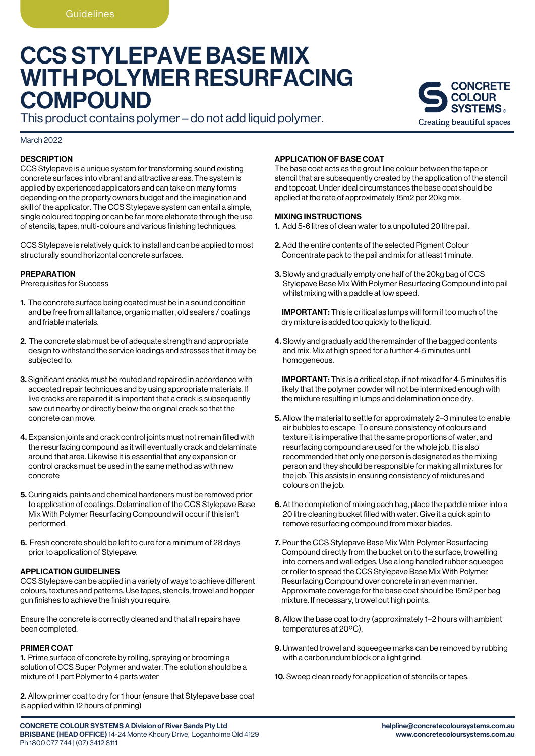Guidelines

# CCS STYLEPAVE BASE MIX WITH POLYMER RESURFACING COMPOUND

This product contains polymer – do not add liquid polymer.

March 2022

### DESCRIPTION

CCS Stylepave is a unique system for transforming sound existing concrete surfaces into vibrant and attractive areas. The system is applied by experienced applicators and can take on many forms depending on the property owners budget and the imagination and skill of the applicator. The CCS Stylepave system can entail a simple, single coloured topping or can be far more elaborate through the use of stencils, tapes, multi-colours and various finishing techniques.

CCS Stylepave is relatively quick to install and can be applied to most structurally sound horizontal concrete surfaces.

### PREPARATION

Prerequisites for Success

1. The concrete surface being coated must be in a sound condition and be free from all laitance, organic matter, old sealers / coatings and friable materials.
2. The concrete slab must be of adequate strength and appropriate design to withstand the service loadings and stresses that it may be subjected to.
3. Significant cracks must be routed and repaired in accordance with accepted repair techniques and by using appropriate materials. If live cracks are repaired it is important that a crack is subsequently saw cut nearby or directly below the original crack so that the concrete can move.
4. Expansion joints and crack control joints must not remain filled with the resurfacing compound as it will eventually crack and delaminate around that area. Likewise it is essential that any expansion or control cracks must be used in the same method as with new concrete
5. Curing aids, paints and chemical hardeners must be removed prior to application of coatings. Delamination of the CCS Stylepave Base Mix With Polymer Resurfacing Compound will occur if this isn't performed.
6. Fresh concrete should be left to cure for a minimum of 28 days prior to application of Stylepave.

### APPLICATION GUIDELINES

CCS Stylepave can be applied in a variety of ways to achieve different colours, textures and patterns. Use tapes, stencils, trowel and hopper gun finishes to achieve the finish you require.

Ensure the concrete is correctly cleaned and that all repairs have been completed.

### PRIMER COAT

1. Prime surface of concrete by rolling, spraying or brooming a solution of CCS Super Polymer and water. The solution should be a mixture of 1 part Polymer to 4 parts water
2. Allow primer coat to dry for 1 hour (ensure that Stylepave base coat is applied within 12 hours of priming)

### APPLICATION OF BASE COAT

The base coat acts as the grout line colour between the tape or stencil that are subsequently created by the application of the stencil and topcoat. Under ideal circumstances the base coat should be applied at the rate of approximately 15m2 per 20kg mix.

### MIXING INSTRUCTIONS

1. Add 5-6 litres of clean water to a unpolluted 20 litre pail.
2. Add the entire contents of the selected Pigment Colour Concentrate pack to the pail and mix for at least 1 minute.
3. Slowly and gradually empty one half of the 20kg bag of CCS Stylepave Base Mix With Polymer Resurfacing Compound into pail whilst mixing with a paddle at low speed.

   **IMPORTANT:** This is critical as lumps will form if too much of the dry mixture is added too quickly to the liquid.
4. Slowly and gradually add the remainder of the bagged contents and mix. Mix at high speed for a further 4-5 minutes until homogeneous.

   **IMPORTANT:** This is a critical step, if not mixed for 4-5 minutes it is likely that the polymer powder will not be intermixed enough with the mixture resulting in lumps and delamination once dry.
5. Allow the material to settle for approximately 2–3 minutes to enable air bubbles to escape. To ensure consistency of colours and texture it is imperative that the same proportions of water, and resurfacing compound are used for the whole job. It is also recommended that only one person is designated as the mixing person and they should be responsible for making all mixtures for the job. This assists in ensuring consistency of mixtures and colours on the job.
6. At the completion of mixing each bag, place the paddle mixer into a 20 litre cleaning bucket filled with water. Give it a quick spin to remove resurfacing compound from mixer blades.
7. Pour the CCS Stylepave Base Mix With Polymer Resurfacing Compound directly from the bucket on to the surface, trowelling into corners and wall edges. Use a long handled rubber squeegee or roller to spread the CCS Stylepave Base Mix With Polymer Resurfacing Compound over concrete in an even manner. Approximate coverage for the base coat should be 15m2 per bag mixture. If necessary, trowel out high points.
8. Allow the base coat to dry (approximately 1–2 hours with ambient temperatures at 20ºC).
9. Unwanted trowel and squeegee marks can be removed by rubbing with a carborundum block or a light grind.
10. Sweep clean ready for application of stencils or tapes.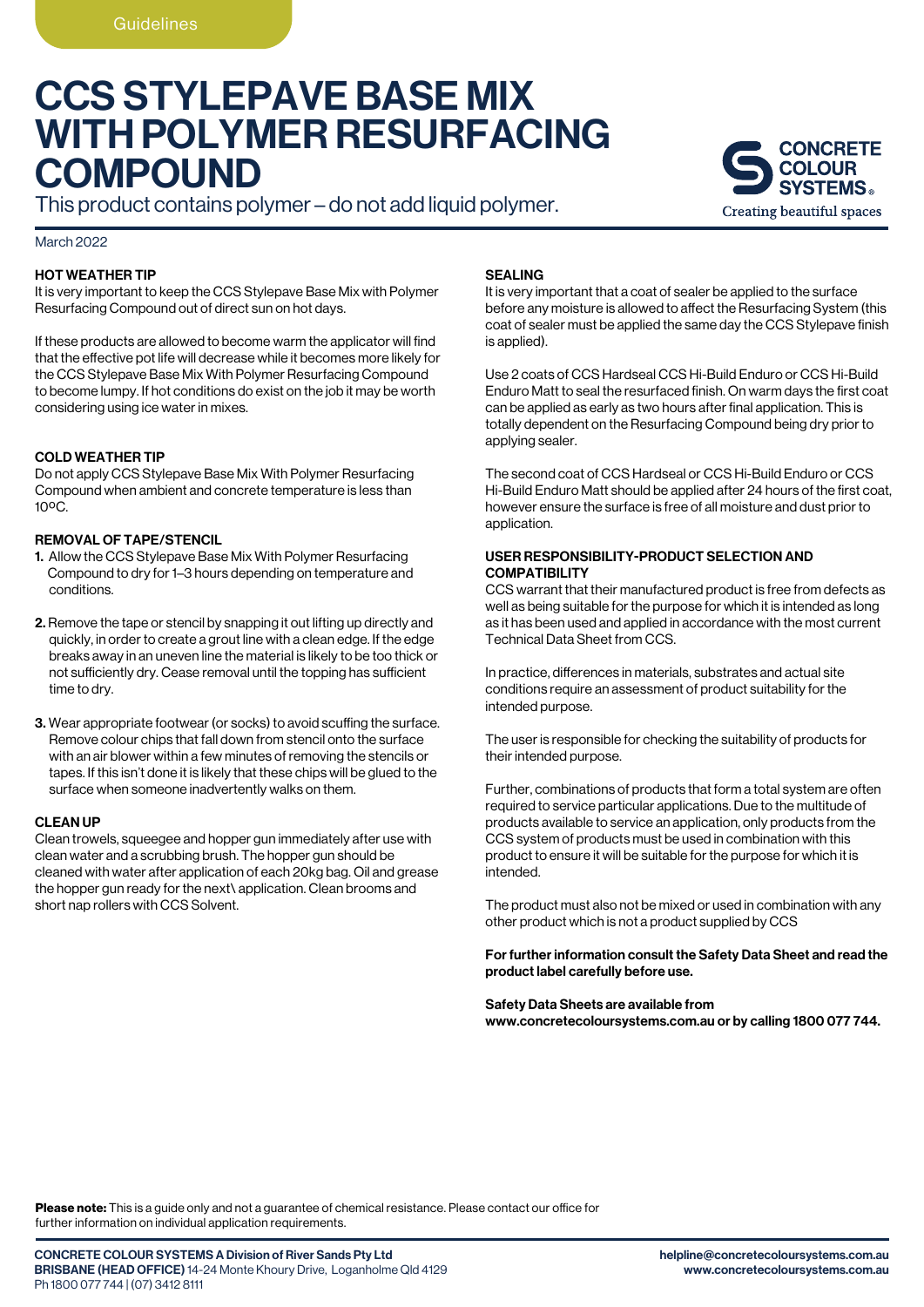Guidelines

# CCS STYLEPAVE BASE MIX WITH POLYMER RESURFACING COMPOUND

This product contains polymer – do not add liquid polymer.

March 2022

### HOT WEATHER TIP

It is very important to keep the CCS Stylepave Base Mix with Polymer Resurfacing Compound out of direct sun on hot days.

If these products are allowed to become warm the applicator will find that the effective pot life will decrease while it becomes more likely for the CCS Stylepave Base Mix With Polymer Resurfacing Compound to become lumpy. If hot conditions do exist on the job it may be worth considering using ice water in mixes.

### COLD WEATHER TIP

Do not apply CCS Stylepave Base Mix With Polymer Resurfacing Compound when ambient and concrete temperature is less than 10ºC.

### REMOVAL OF TAPE/STENCIL

1. Allow the CCS Stylepave Base Mix With Polymer Resurfacing Compound to dry for 1–3 hours depending on temperature and conditions.
2. Remove the tape or stencil by snapping it out lifting up directly and quickly, in order to create a grout line with a clean edge. If the edge breaks away in an uneven line the material is likely to be too thick or not sufficiently dry. Cease removal until the topping has sufficient time to dry.
3. Wear appropriate footwear (or socks) to avoid scuffing the surface. Remove colour chips that fall down from stencil onto the surface with an air blower within a few minutes of removing the stencils or tapes. If this isn't done it is likely that these chips will be glued to the surface when someone inadvertently walks on them.

### CLEAN UP

Clean trowels, squeegee and hopper gun immediately after use with clean water and a scrubbing brush. The hopper gun should be cleaned with water after application of each 20kg bag. Oil and grease the hopper gun ready for the next\ application. Clean brooms and short nap rollers with CCS Solvent.

### SEALING

It is very important that a coat of sealer be applied to the surface before any moisture is allowed to affect the Resurfacing System (this coat of sealer must be applied the same day the CCS Stylepave finish is applied).

Use 2 coats of CCS Hardseal CCS Hi-Build Enduro or CCS Hi-Build Enduro Matt to seal the resurfaced finish. On warm days the first coat can be applied as early as two hours after final application. This is totally dependent on the Resurfacing Compound being dry prior to applying sealer.

The second coat of CCS Hardseal or CCS Hi-Build Enduro or CCS Hi-Build Enduro Matt should be applied after 24 hours of the first coat, however ensure the surface is free of all moisture and dust prior to application.

### USER RESPONSIBILITY-PRODUCT SELECTION AND COMPATIBILITY

CCS warrant that their manufactured product is free from defects as well as being suitable for the purpose for which it is intended as long as it has been used and applied in accordance with the most current Technical Data Sheet from CCS.

In practice, differences in materials, substrates and actual site conditions require an assessment of product suitability for the intended purpose.

The user is responsible for checking the suitability of products for their intended purpose.

Further, combinations of products that form a total system are often required to service particular applications. Due to the multitude of products available to service an application, only products from the CCS system of products must be used in combination with this product to ensure it will be suitable for the purpose for which it is intended.

The product must also not be mixed or used in combination with any other product which is not a product supplied by CCS

**For further information consult the Safety Data Sheet and read the product label carefully before use.**

**Safety Data Sheets are available from www.concretecoloursystems.com.au or by calling 1800 077 744.**

**Please note:** This is a guide only and not a guarantee of chemical resistance. Please contact our office for further information on individual application requirements.

**CONCRETE COLOUR SYSTEMS A Division of River Sands Pty Ltd**
**BRISBANE (HEAD OFFICE)** 14-24 Monte Khoury Drive, Loganholme Qld 4129
Ph 1800 077 744 | (07) 3412 8111

**helpline@concretecoloursystems.com.au**
**www.concretecoloursystems.com.au**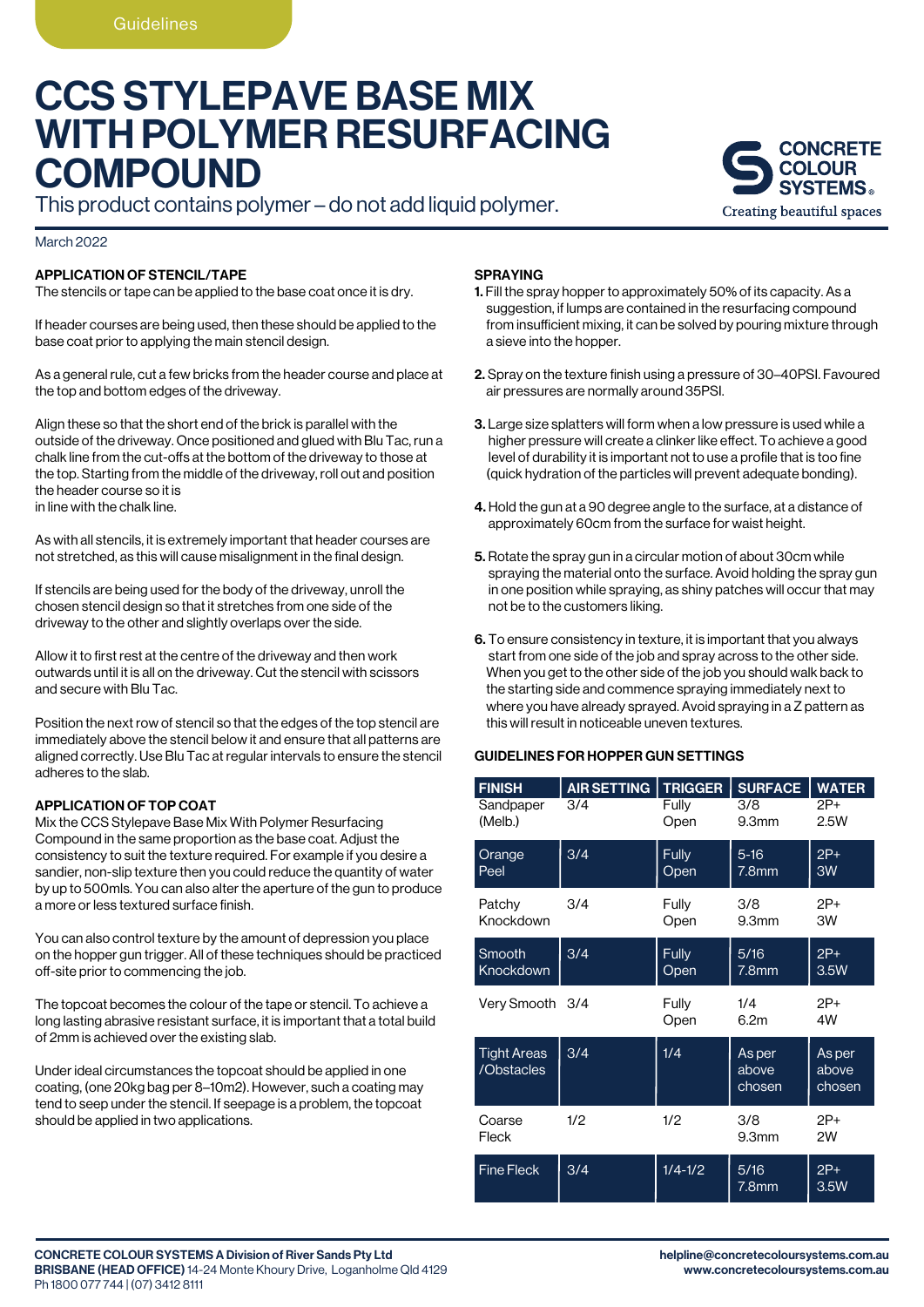Guidelines

# CCS STYLEPAVE BASE MIX WITH POLYMER RESURFACING COMPOUND

This product contains polymer – do not add liquid polymer.

CONCRETE COLOUR SYSTEMS®
Creating beautiful spaces

March 2022

### APPLICATION OF STENCIL/TAPE

The stencils or tape can be applied to the base coat once it is dry.

If header courses are being used, then these should be applied to the base coat prior to applying the main stencil design.

As a general rule, cut a few bricks from the header course and place at the top and bottom edges of the driveway.

Align these so that the short end of the brick is parallel with the outside of the driveway. Once positioned and glued with Blu Tac, run a chalk line from the cut-offs at the bottom of the driveway to those at the top. Starting from the middle of the driveway, roll out and position the header course so it is
in line with the chalk line.

As with all stencils, it is extremely important that header courses are not stretched, as this will cause misalignment in the final design.

If stencils are being used for the body of the driveway, unroll the chosen stencil design so that it stretches from one side of the driveway to the other and slightly overlaps over the side.

Allow it to first rest at the centre of the driveway and then work outwards until it is all on the driveway. Cut the stencil with scissors and secure with Blu Tac.

Position the next row of stencil so that the edges of the top stencil are immediately above the stencil below it and ensure that all patterns are aligned correctly. Use Blu Tac at regular intervals to ensure the stencil adheres to the slab.

### APPLICATION OF TOP COAT

Mix the CCS Stylepave Base Mix With Polymer Resurfacing Compound in the same proportion as the base coat. Adjust the consistency to suit the texture required. For example if you desire a sandier, non-slip texture then you could reduce the quantity of water by up to 500mls. You can also alter the aperture of the gun to produce a more or less textured surface finish.

You can also control texture by the amount of depression you place on the hopper gun trigger. All of these techniques should be practiced off-site prior to commencing the job.

The topcoat becomes the colour of the tape or stencil. To achieve a long lasting abrasive resistant surface, it is important that a total build of 2mm is achieved over the existing slab.

Under ideal circumstances the topcoat should be applied in one coating, (one 20kg bag per 8–10m2). However, such a coating may tend to seep under the stencil. If seepage is a problem, the topcoat should be applied in two applications.

### SPRAYING

1. Fill the spray hopper to approximately 50% of its capacity. As a suggestion, if lumps are contained in the resurfacing compound from insufficient mixing, it can be solved by pouring mixture through a sieve into the hopper.

2. Spray on the texture finish using a pressure of 30–40PSI. Favoured air pressures are normally around 35PSI.

3. Large size splatters will form when a low pressure is used while a higher pressure will create a clinker like effect. To achieve a good level of durability it is important not to use a profile that is too fine (quick hydration of the particles will prevent adequate bonding).

4. Hold the gun at a 90 degree angle to the surface, at a distance of approximately 60cm from the surface for waist height.

5. Rotate the spray gun in a circular motion of about 30cm while spraying the material onto the surface. Avoid holding the spray gun in one position while spraying, as shiny patches will occur that may not be to the customers liking.

6. To ensure consistency in texture, it is important that you always start from one side of the job and spray across to the other side. When you get to the other side of the job you should walk back to the starting side and commence spraying immediately next to where you have already sprayed. Avoid spraying in a Z pattern as this will result in noticeable uneven textures.

### GUIDELINES FOR HOPPER GUN SETTINGS

| FINISH | AIR SETTING | TRIGGER | SURFACE | WATER |
|---|---|---|---|---|
| Sandpaper (Melb.) | 3/4 | Fully Open | 3/8 9.3mm | 2P+ 2.5W |
| Orange Peel | 3/4 | Fully Open | 5-16 7.8mm | 2P+ 3W |
| Patchy Knockdown | 3/4 | Fully Open | 3/8 9.3mm | 2P+ 3W |
| Smooth Knockdown | 3/4 | Fully Open | 5/16 7.8mm | 2P+ 3.5W |
| Very Smooth | 3/4 | Fully Open | 1/4 6.2m | 2P+ 4W |
| Tight Areas /Obstacles | 3/4 | 1/4 | As per above chosen | As per above chosen |
| Coarse Fleck | 1/2 | 1/2 | 3/8 9.3mm | 2P+ 2W |
| Fine Fleck | 3/4 | 1/4-1/2 | 5/16 7.8mm | 2P+ 3.5W |

**CONCRETE COLOUR SYSTEMS A Division of River Sands Pty Ltd**
**BRISBANE (HEAD OFFICE)** 14-24 Monte Khoury Drive, Loganholme Qld 4129
Ph 1800 077 744 | (07) 3412 8111

**helpline@concretecoloursystems.com.au**
**www.concretecoloursystems.com.au**